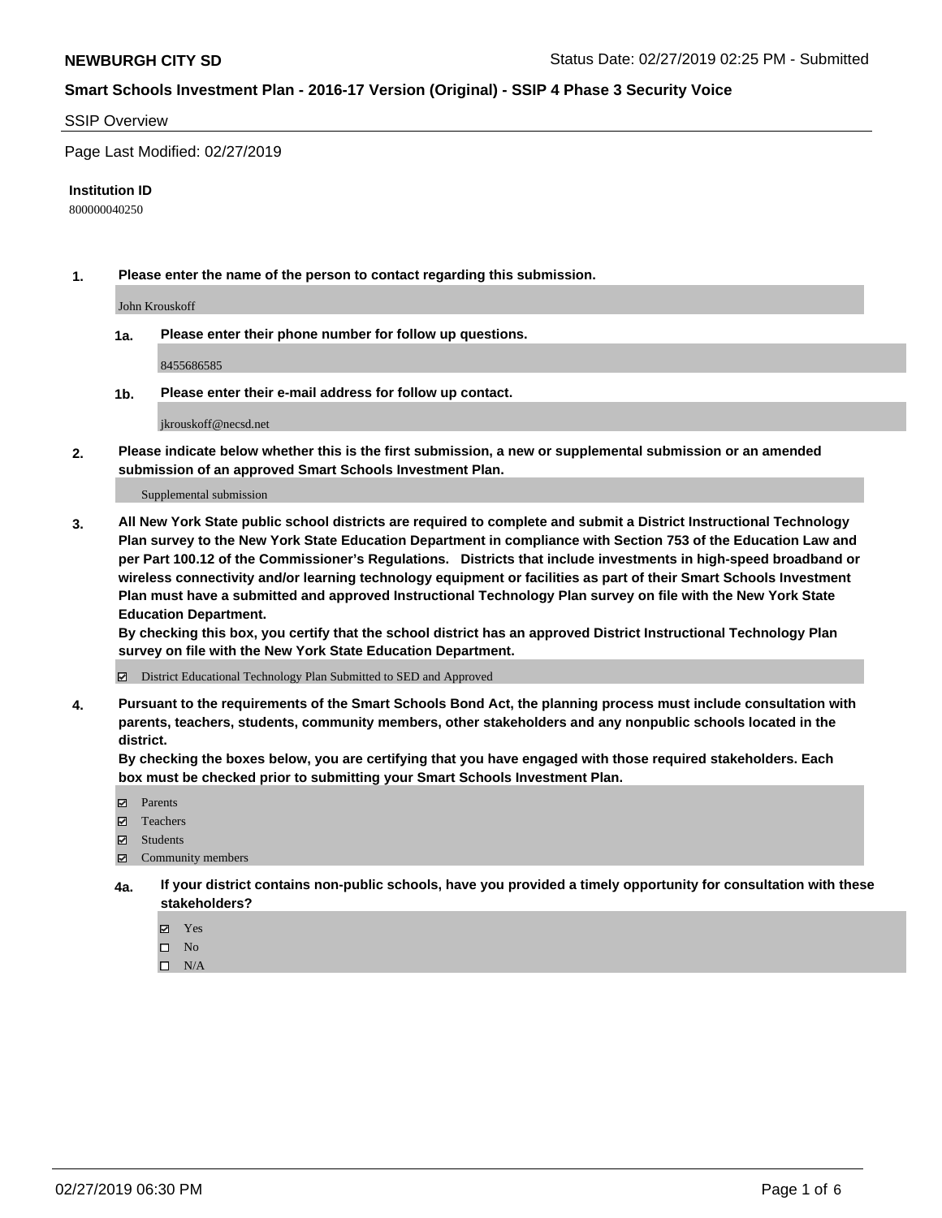**NEWBURGH CITY SD**

Status Date: 02/27/2019 02:25 PM - Submitted

## Smart Schools Investment Plan - 2016-17 Version (Original) - SSIP 4 Phase 3 Security Voice

SSIP Overview

Page Last Modified: 02/27/2019

**Institution ID**

800000040250

**1. Please enter the name of the person to contact regarding this submission.**

John Krouskoff

**1a. Please enter their phone number for follow up questions.**

8455686585

**1b. Please enter their e-mail address for follow up contact.**

jkrouskoff@necsd.net

**2. Please indicate below whether this is the first submission, a new or supplemental submission or an amended submission of an approved Smart Schools Investment Plan.**

Supplemental submission

**3. All New York State public school districts are required to complete and submit a District Instructional Technology Plan survey to the New York State Education Department in compliance with Section 753 of the Education Law and per Part 100.12 of the Commissioner's Regulations. Districts that include investments in high-speed broadband or wireless connectivity and/or learning technology equipment or facilities as part of their Smart Schools Investment Plan must have a submitted and approved Instructional Technology Plan survey on file with the New York State Education Department.**
**By checking this box, you certify that the school district has an approved District Instructional Technology Plan survey on file with the New York State Education Department.**

☑ District Educational Technology Plan Submitted to SED and Approved

**4. Pursuant to the requirements of the Smart Schools Bond Act, the planning process must include consultation with parents, teachers, students, community members, other stakeholders and any nonpublic schools located in the district.**
**By checking the boxes below, you are certifying that you have engaged with those required stakeholders. Each box must be checked prior to submitting your Smart Schools Investment Plan.**

☑ Parents
☑ Teachers
☑ Students
☑ Community members

**4a. If your district contains non-public schools, have you provided a timely opportunity for consultation with these stakeholders?**

☑ Yes
☐ No
☐ N/A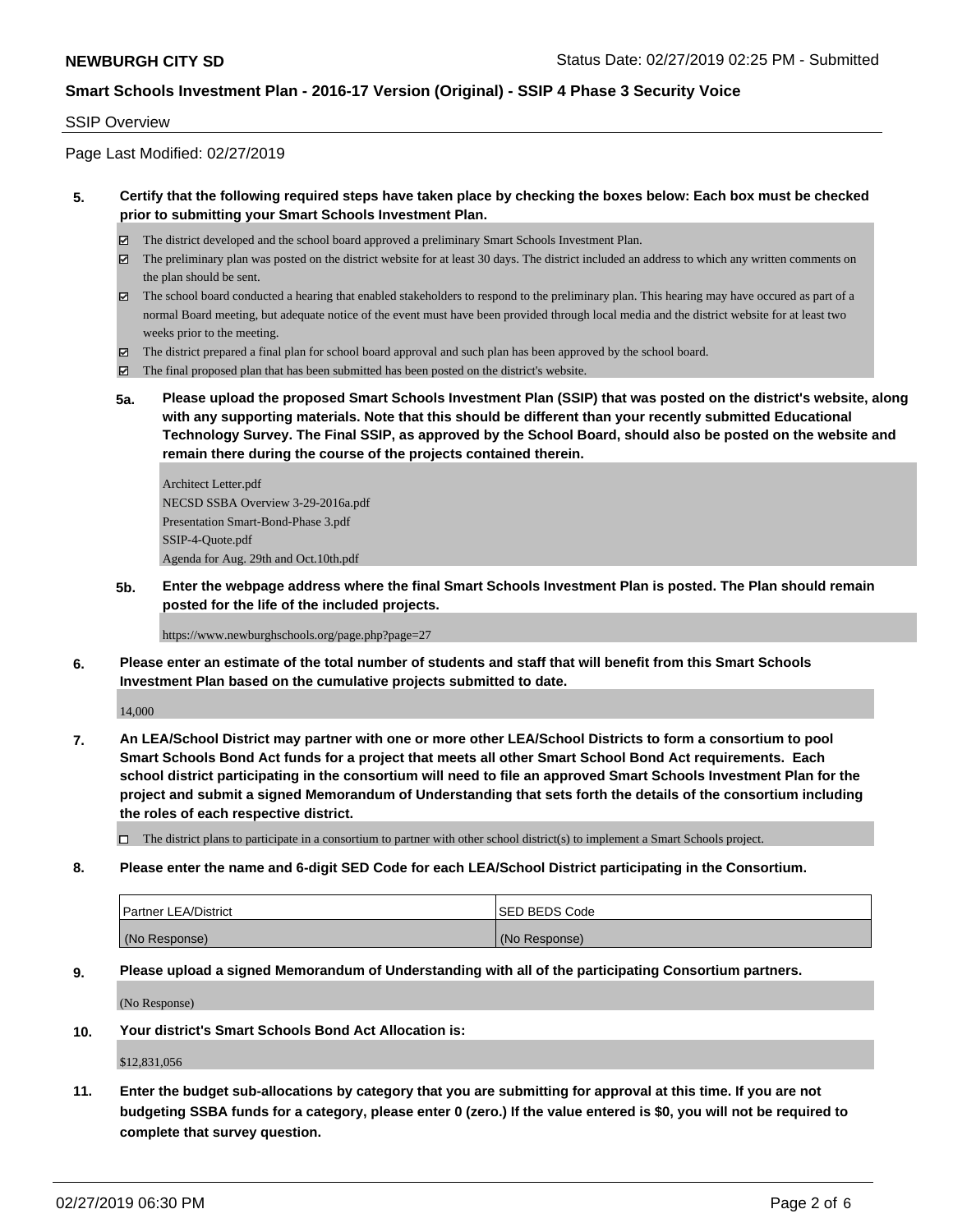SSIP Overview

Page Last Modified: 02/27/2019

**5. Certify that the following required steps have taken place by checking the boxes below: Each box must be checked prior to submitting your Smart Schools Investment Plan.**

- ☑ The district developed and the school board approved a preliminary Smart Schools Investment Plan.
- ☑ The preliminary plan was posted on the district website for at least 30 days. The district included an address to which any written comments on the plan should be sent.
- ☑ The school board conducted a hearing that enabled stakeholders to respond to the preliminary plan. This hearing may have occured as part of a normal Board meeting, but adequate notice of the event must have been provided through local media and the district website for at least two weeks prior to the meeting.
- ☑ The district prepared a final plan for school board approval and such plan has been approved by the school board.
- ☑ The final proposed plan that has been submitted has been posted on the district's website.

**5a. Please upload the proposed Smart Schools Investment Plan (SSIP) that was posted on the district's website, along with any supporting materials. Note that this should be different than your recently submitted Educational Technology Survey. The Final SSIP, as approved by the School Board, should also be posted on the website and remain there during the course of the projects contained therein.**

Architect Letter.pdf
NECSD SSBA Overview 3-29-2016a.pdf
Presentation Smart-Bond-Phase 3.pdf
SSIP-4-Quote.pdf
Agenda for Aug. 29th and Oct.10th.pdf

**5b. Enter the webpage address where the final Smart Schools Investment Plan is posted. The Plan should remain posted for the life of the included projects.**

https://www.newburghschools.org/page.php?page=27

**6. Please enter an estimate of the total number of students and staff that will benefit from this Smart Schools Investment Plan based on the cumulative projects submitted to date.**

14,000

**7. An LEA/School District may partner with one or more other LEA/School Districts to form a consortium to pool Smart Schools Bond Act funds for a project that meets all other Smart School Bond Act requirements. Each school district participating in the consortium will need to file an approved Smart Schools Investment Plan for the project and submit a signed Memorandum of Understanding that sets forth the details of the consortium including the roles of each respective district.**

- ☐ The district plans to participate in a consortium to partner with other school district(s) to implement a Smart Schools project.

**8. Please enter the name and 6-digit SED Code for each LEA/School District participating in the Consortium.**

| Partner LEA/District | SED BEDS Code |
|---|---|
| (No Response) | (No Response) |

**9. Please upload a signed Memorandum of Understanding with all of the participating Consortium partners.**

(No Response)

**10. Your district's Smart Schools Bond Act Allocation is:**

$12,831,056

**11. Enter the budget sub-allocations by category that you are submitting for approval at this time. If you are not budgeting SSBA funds for a category, please enter 0 (zero.) If the value entered is $0, you will not be required to complete that survey question.**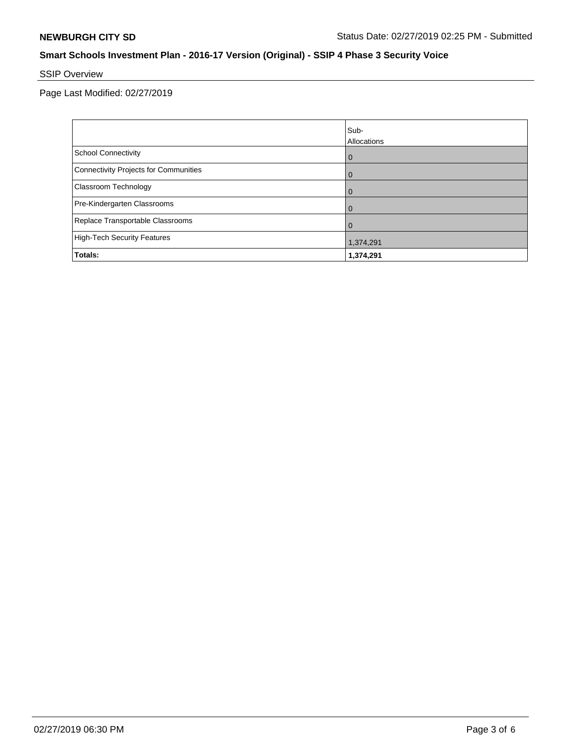**NEWBURGH CITY SD** Status Date: 02/27/2019 02:25 PM - Submitted

## Smart Schools Investment Plan - 2016-17 Version (Original) - SSIP 4 Phase 3 Security Voice

SSIP Overview

Page Last Modified: 02/27/2019

| | Sub-Allocations |
|---|---|
| School Connectivity | 0 |
| Connectivity Projects for Communities | 0 |
| Classroom Technology | 0 |
| Pre-Kindergarten Classrooms | 0 |
| Replace Transportable Classrooms | 0 |
| High-Tech Security Features | 1,374,291 |
| **Totals:** | **1,374,291** |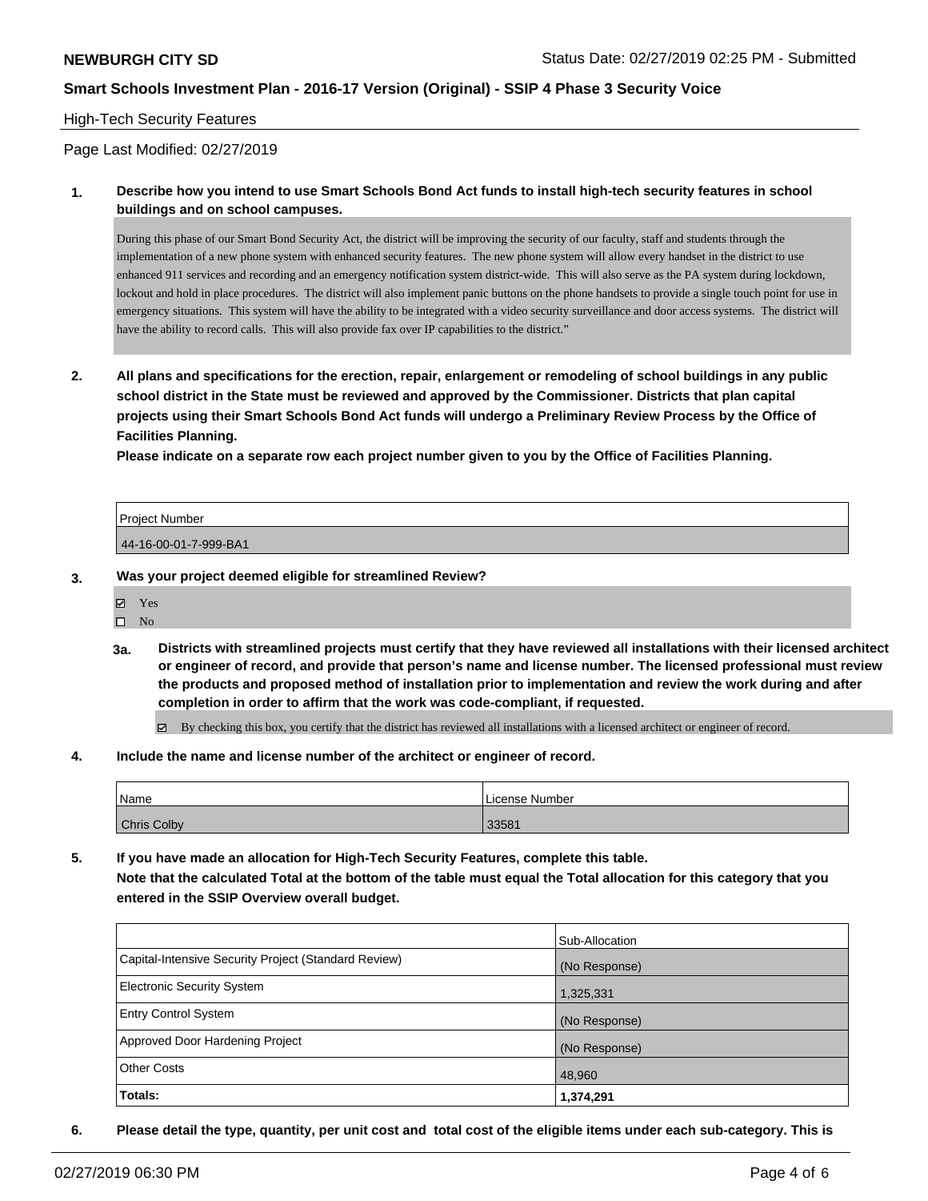## High-Tech Security Features

Page Last Modified: 02/27/2019

**1. Describe how you intend to use Smart Schools Bond Act funds to install high-tech security features in school buildings and on school campuses.**

During this phase of our Smart Bond Security Act, the district will be improving the security of our faculty, staff and students through the implementation of a new phone system with enhanced security features. The new phone system will allow every handset in the district to use enhanced 911 services and recording and an emergency notification system district-wide. This will also serve as the PA system during lockdown, lockout and hold in place procedures. The district will also implement panic buttons on the phone handsets to provide a single touch point for use in emergency situations. This system will have the ability to be integrated with a video security surveillance and door access systems. The district will have the ability to record calls. This will also provide fax over IP capabilities to the district."

**2. All plans and specifications for the erection, repair, enlargement or remodeling of school buildings in any public school district in the State must be reviewed and approved by the Commissioner. Districts that plan capital projects using their Smart Schools Bond Act funds will undergo a Preliminary Review Process by the Office of Facilities Planning.**

**Please indicate on a separate row each project number given to you by the Office of Facilities Planning.**

| Project Number |
| --- |
| 44-16-00-01-7-999-BA1 |

**3. Was your project deemed eligible for streamlined Review?**

- ☑ Yes
- ☐ No

**3a. Districts with streamlined projects must certify that they have reviewed all installations with their licensed architect or engineer of record, and provide that person's name and license number. The licensed professional must review the products and proposed method of installation prior to implementation and review the work during and after completion in order to affirm that the work was code-compliant, if requested.**

☑ By checking this box, you certify that the district has reviewed all installations with a licensed architect or engineer of record.

**4. Include the name and license number of the architect or engineer of record.**

| Name | License Number |
| --- | --- |
| Chris Colby | 33581 |

**5. If you have made an allocation for High-Tech Security Features, complete this table.**
**Note that the calculated Total at the bottom of the table must equal the Total allocation for this category that you entered in the SSIP Overview overall budget.**

| | Sub-Allocation |
| --- | --- |
| Capital-Intensive Security Project (Standard Review) | (No Response) |
| Electronic Security System | 1,325,331 |
| Entry Control System | (No Response) |
| Approved Door Hardening Project | (No Response) |
| Other Costs | 48,960 |
| **Totals:** | **1,374,291** |

**6. Please detail the type, quantity, per unit cost and total cost of the eligible items under each sub-category. This is**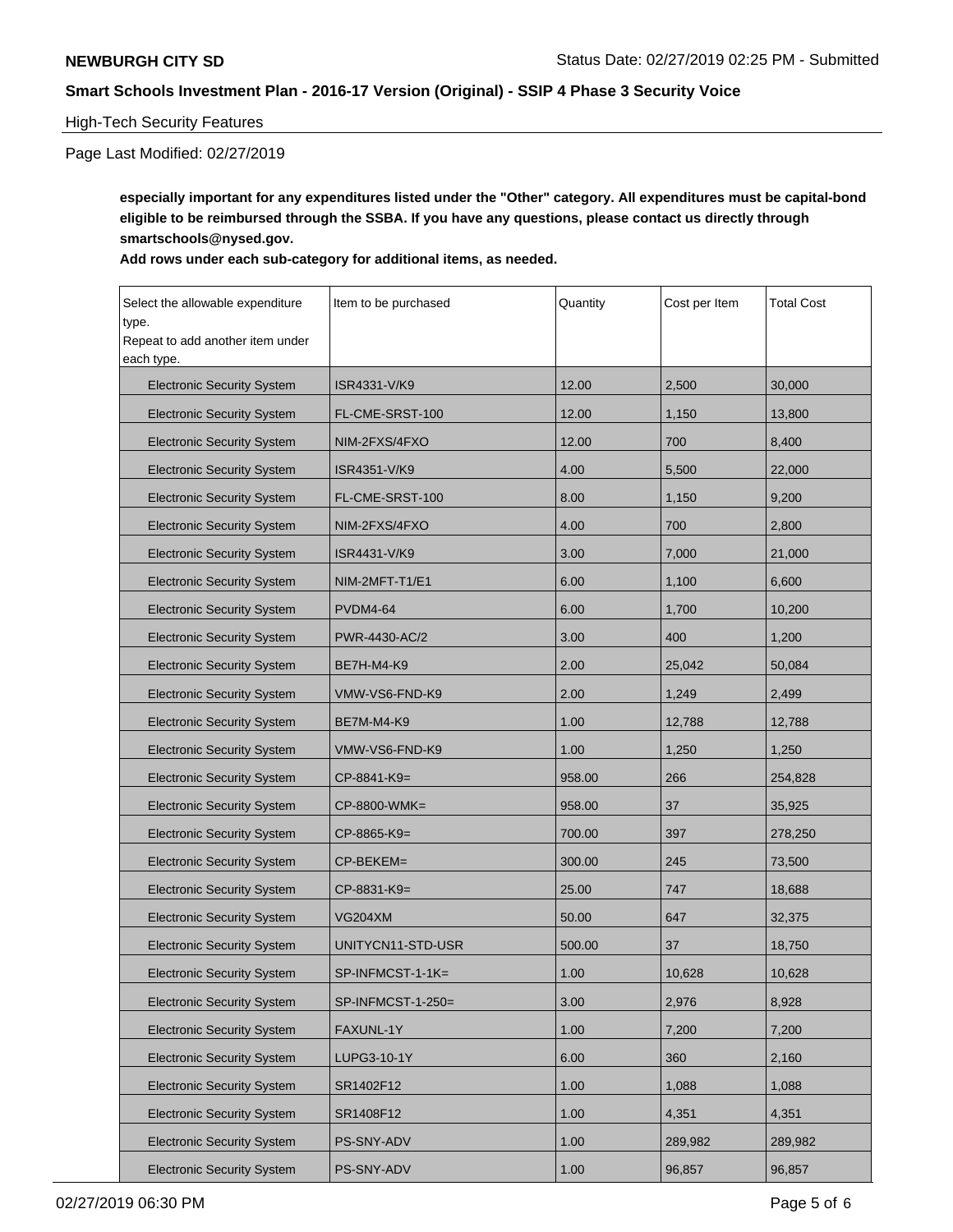**NEWBURGH CITY SD**

**Smart Schools Investment Plan - 2016-17 Version (Original) - SSIP 4 Phase 3 Security Voice**

High-Tech Security Features

Page Last Modified: 02/27/2019

**especially important for any expenditures listed under the "Other" category. All expenditures must be capital-bond eligible to be reimbursed through the SSBA. If you have any questions, please contact us directly through smartschools@nysed.gov.**

**Add rows under each sub-category for additional items, as needed.**

| Select the allowable expenditure type. Repeat to add another item under each type. | Item to be purchased | Quantity | Cost per Item | Total Cost |
|---|---|---|---|---|
| Electronic Security System | ISR4331-V/K9 | 12.00 | 2,500 | 30,000 |
| Electronic Security System | FL-CME-SRST-100 | 12.00 | 1,150 | 13,800 |
| Electronic Security System | NIM-2FXS/4FXO | 12.00 | 700 | 8,400 |
| Electronic Security System | ISR4351-V/K9 | 4.00 | 5,500 | 22,000 |
| Electronic Security System | FL-CME-SRST-100 | 8.00 | 1,150 | 9,200 |
| Electronic Security System | NIM-2FXS/4FXO | 4.00 | 700 | 2,800 |
| Electronic Security System | ISR4431-V/K9 | 3.00 | 7,000 | 21,000 |
| Electronic Security System | NIM-2MFT-T1/E1 | 6.00 | 1,100 | 6,600 |
| Electronic Security System | PVDM4-64 | 6.00 | 1,700 | 10,200 |
| Electronic Security System | PWR-4430-AC/2 | 3.00 | 400 | 1,200 |
| Electronic Security System | BE7H-M4-K9 | 2.00 | 25,042 | 50,084 |
| Electronic Security System | VMW-VS6-FND-K9 | 2.00 | 1,249 | 2,499 |
| Electronic Security System | BE7M-M4-K9 | 1.00 | 12,788 | 12,788 |
| Electronic Security System | VMW-VS6-FND-K9 | 1.00 | 1,250 | 1,250 |
| Electronic Security System | CP-8841-K9= | 958.00 | 266 | 254,828 |
| Electronic Security System | CP-8800-WMK= | 958.00 | 37 | 35,925 |
| Electronic Security System | CP-8865-K9= | 700.00 | 397 | 278,250 |
| Electronic Security System | CP-BEKEM= | 300.00 | 245 | 73,500 |
| Electronic Security System | CP-8831-K9= | 25.00 | 747 | 18,688 |
| Electronic Security System | VG204XM | 50.00 | 647 | 32,375 |
| Electronic Security System | UNITYCN11-STD-USR | 500.00 | 37 | 18,750 |
| Electronic Security System | SP-INFMCST-1-1K= | 1.00 | 10,628 | 10,628 |
| Electronic Security System | SP-INFMCST-1-250= | 3.00 | 2,976 | 8,928 |
| Electronic Security System | FAXUNL-1Y | 1.00 | 7,200 | 7,200 |
| Electronic Security System | LUPG3-10-1Y | 6.00 | 360 | 2,160 |
| Electronic Security System | SR1402F12 | 1.00 | 1,088 | 1,088 |
| Electronic Security System | SR1408F12 | 1.00 | 4,351 | 4,351 |
| Electronic Security System | PS-SNY-ADV | 1.00 | 289,982 | 289,982 |
| Electronic Security System | PS-SNY-ADV | 1.00 | 96,857 | 96,857 |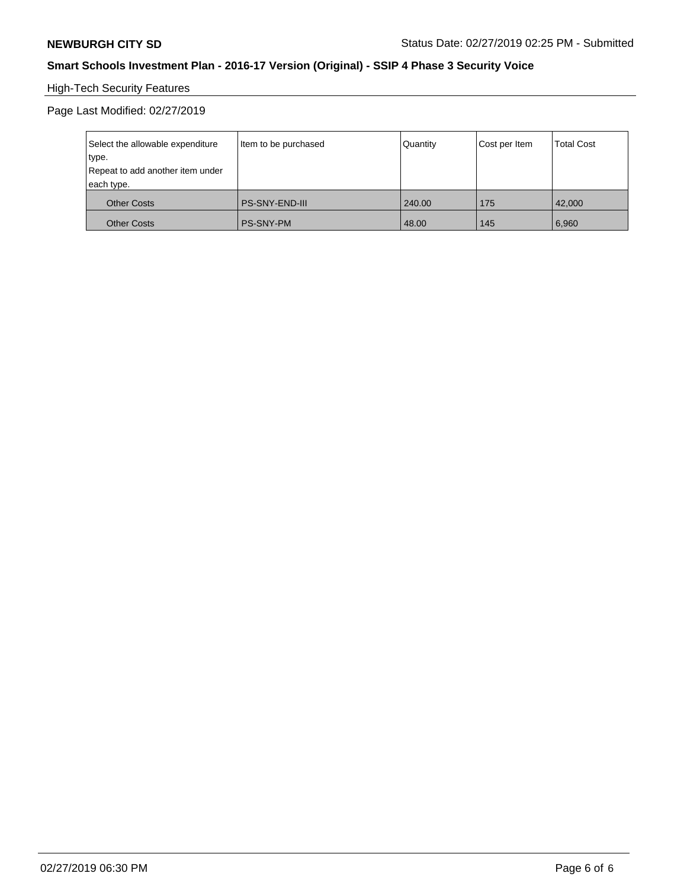**NEWBURGH CITY SD** Status Date: 02/27/2019 02:25 PM - Submitted

**Smart Schools Investment Plan - 2016-17 Version (Original) - SSIP 4 Phase 3 Security Voice**

## High-Tech Security Features

Page Last Modified: 02/27/2019

| Select the allowable expenditure type. Repeat to add another item under each type. | Item to be purchased | Quantity | Cost per Item | Total Cost |
|---|---|---|---|---|
| Other Costs | PS-SNY-END-III | 240.00 | 175 | 42,000 |
| Other Costs | PS-SNY-PM | 48.00 | 145 | 6,960 |